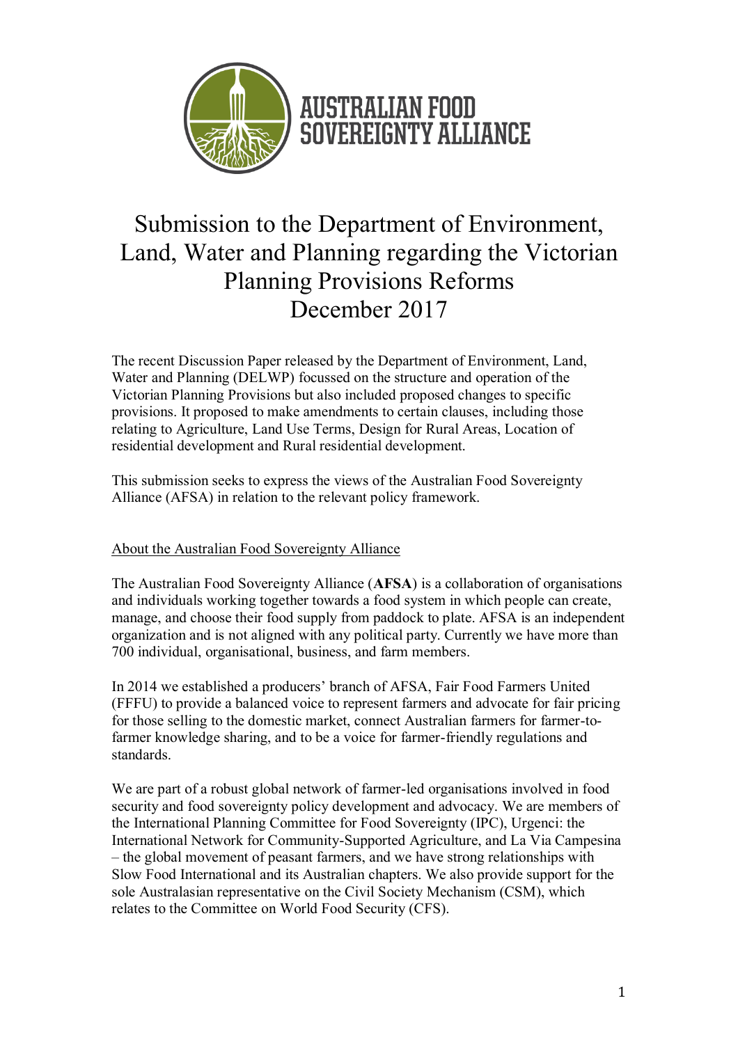AUSTRALIAN FOOD SOVEREIGNTY ALLIANCE

# Submission to the Department of Environment, Land, Water and Planning regarding the Victorian Planning Provisions Reforms December 2017

The recent Discussion Paper released by the Department of Environment, Land, Water and Planning (DELWP) focussed on the structure and operation of the Victorian Planning Provisions but also included proposed changes to specific provisions. It proposed to make amendments to certain clauses, including those relating to Agriculture, Land Use Terms, Design for Rural Areas, Location of residential development and Rural residential development.

This submission seeks to express the views of the Australian Food Sovereignty Alliance (AFSA) in relation to the relevant policy framework.

## About the Australian Food Sovereignty Alliance

The Australian Food Sovereignty Alliance (**AFSA**) is a collaboration of organisations and individuals working together towards a food system in which people can create, manage, and choose their food supply from paddock to plate. AFSA is an independent organization and is not aligned with any political party. Currently we have more than 700 individual, organisational, business, and farm members.

In 2014 we established a producers' branch of AFSA, Fair Food Farmers United (FFFU) to provide a balanced voice to represent farmers and advocate for fair pricing for those selling to the domestic market, connect Australian farmers for farmer-to-farmer knowledge sharing, and to be a voice for farmer-friendly regulations and standards.

We are part of a robust global network of farmer-led organisations involved in food security and food sovereignty policy development and advocacy. We are members of the International Planning Committee for Food Sovereignty (IPC), Urgenci: the International Network for Community-Supported Agriculture, and La Via Campesina – the global movement of peasant farmers, and we have strong relationships with Slow Food International and its Australian chapters. We also provide support for the sole Australasian representative on the Civil Society Mechanism (CSM), which relates to the Committee on World Food Security (CFS).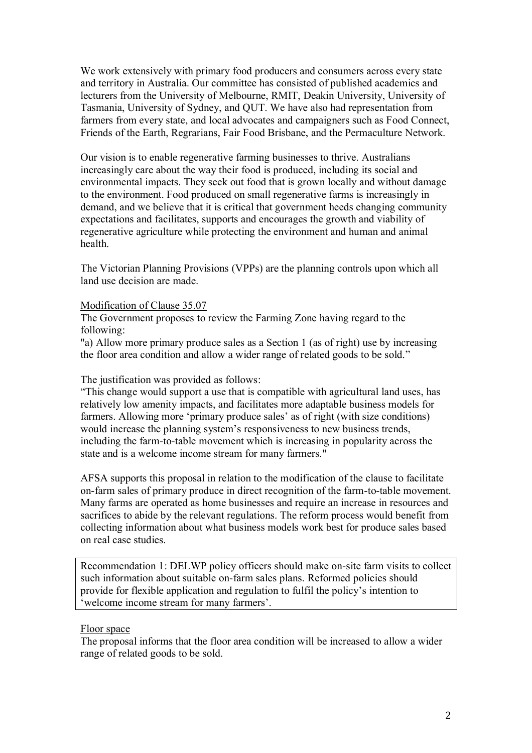We work extensively with primary food producers and consumers across every state and territory in Australia. Our committee has consisted of published academics and lecturers from the University of Melbourne, RMIT, Deakin University, University of Tasmania, University of Sydney, and QUT. We have also had representation from farmers from every state, and local advocates and campaigners such as Food Connect, Friends of the Earth, Regrarians, Fair Food Brisbane, and the Permaculture Network.

Our vision is to enable regenerative farming businesses to thrive. Australians increasingly care about the way their food is produced, including its social and environmental impacts. They seek out food that is grown locally and without damage to the environment. Food produced on small regenerative farms is increasingly in demand, and we believe that it is critical that government heeds changing community expectations and facilitates, supports and encourages the growth and viability of regenerative agriculture while protecting the environment and human and animal health.

The Victorian Planning Provisions (VPPs) are the planning controls upon which all land use decision are made.

<u>Modification of Clause 35.07</u>

The Government proposes to review the Farming Zone having regard to the following:

"a) Allow more primary produce sales as a Section 1 (as of right) use by increasing the floor area condition and allow a wider range of related goods to be sold."

The justification was provided as follows:

"This change would support a use that is compatible with agricultural land uses, has relatively low amenity impacts, and facilitates more adaptable business models for farmers. Allowing more 'primary produce sales' as of right (with size conditions) would increase the planning system's responsiveness to new business trends, including the farm-to-table movement which is increasing in popularity across the state and is a welcome income stream for many farmers."

AFSA supports this proposal in relation to the modification of the clause to facilitate on-farm sales of primary produce in direct recognition of the farm-to-table movement. Many farms are operated as home businesses and require an increase in resources and sacrifices to abide by the relevant regulations. The reform process would benefit from collecting information about what business models work best for produce sales based on real case studies.

> Recommendation 1: DELWP policy officers should make on-site farm visits to collect such information about suitable on-farm sales plans. Reformed policies should provide for flexible application and regulation to fulfil the policy's intention to 'welcome income stream for many farmers'.

<u>Floor space</u>

The proposal informs that the floor area condition will be increased to allow a wider range of related goods to be sold.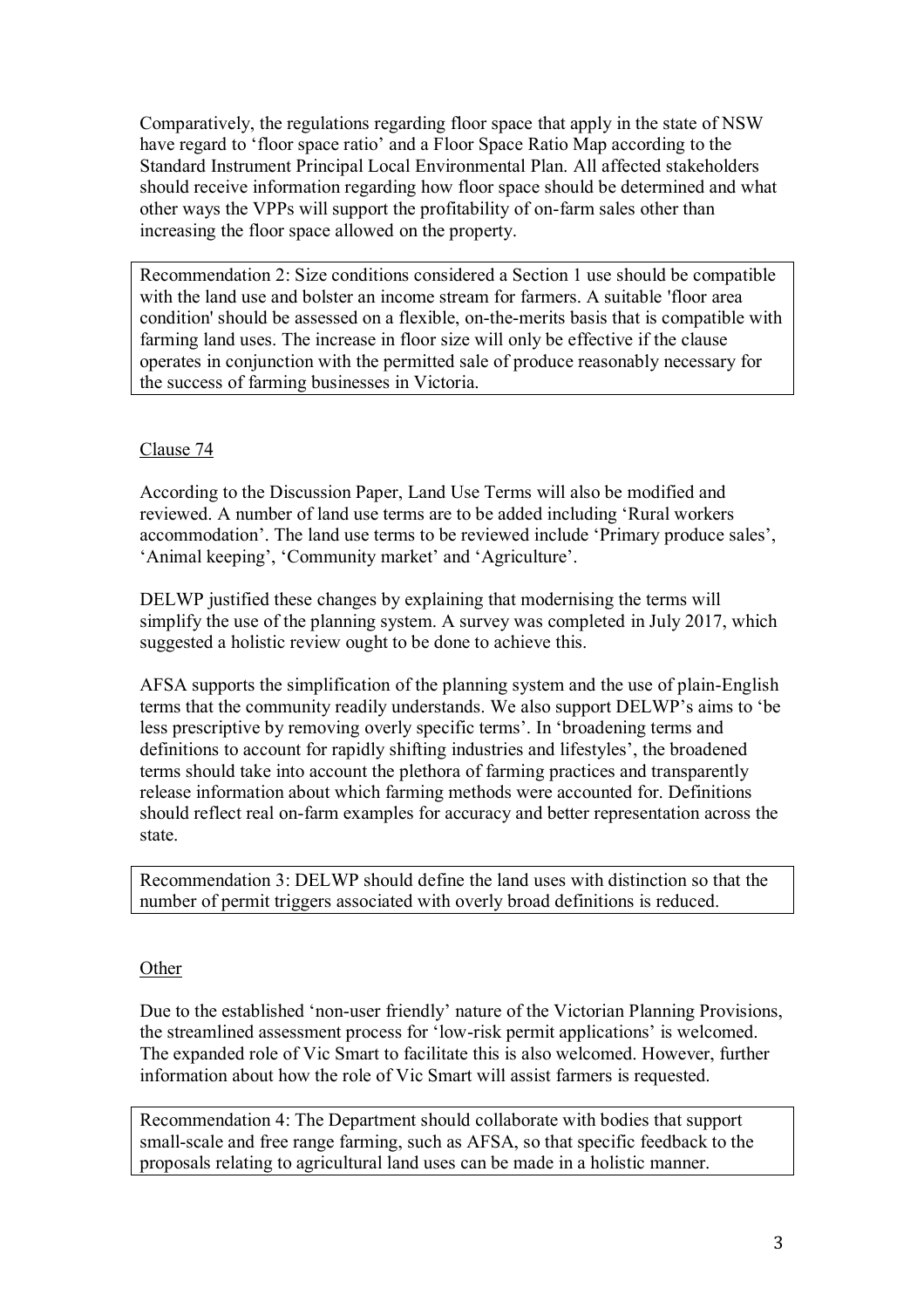Comparatively, the regulations regarding floor space that apply in the state of NSW have regard to 'floor space ratio' and a Floor Space Ratio Map according to the Standard Instrument Principal Local Environmental Plan. All affected stakeholders should receive information regarding how floor space should be determined and what other ways the VPPs will support the profitability of on-farm sales other than increasing the floor space allowed on the property.

> Recommendation 2: Size conditions considered a Section 1 use should be compatible with the land use and bolster an income stream for farmers. A suitable 'floor area condition' should be assessed on a flexible, on-the-merits basis that is compatible with farming land uses. The increase in floor size will only be effective if the clause operates in conjunction with the permitted sale of produce reasonably necessary for the success of farming businesses in Victoria.

## Clause 74

According to the Discussion Paper, Land Use Terms will also be modified and reviewed. A number of land use terms are to be added including 'Rural workers accommodation'. The land use terms to be reviewed include 'Primary produce sales', 'Animal keeping', 'Community market' and 'Agriculture'.

DELWP justified these changes by explaining that modernising the terms will simplify the use of the planning system. A survey was completed in July 2017, which suggested a holistic review ought to be done to achieve this.

AFSA supports the simplification of the planning system and the use of plain-English terms that the community readily understands. We also support DELWP's aims to 'be less prescriptive by removing overly specific terms'. In 'broadening terms and definitions to account for rapidly shifting industries and lifestyles', the broadened terms should take into account the plethora of farming practices and transparently release information about which farming methods were accounted for. Definitions should reflect real on-farm examples for accuracy and better representation across the state.

> Recommendation 3: DELWP should define the land uses with distinction so that the number of permit triggers associated with overly broad definitions is reduced.

## Other

Due to the established 'non-user friendly' nature of the Victorian Planning Provisions, the streamlined assessment process for 'low-risk permit applications' is welcomed. The expanded role of Vic Smart to facilitate this is also welcomed. However, further information about how the role of Vic Smart will assist farmers is requested.

> Recommendation 4: The Department should collaborate with bodies that support small-scale and free range farming, such as AFSA, so that specific feedback to the proposals relating to agricultural land uses can be made in a holistic manner.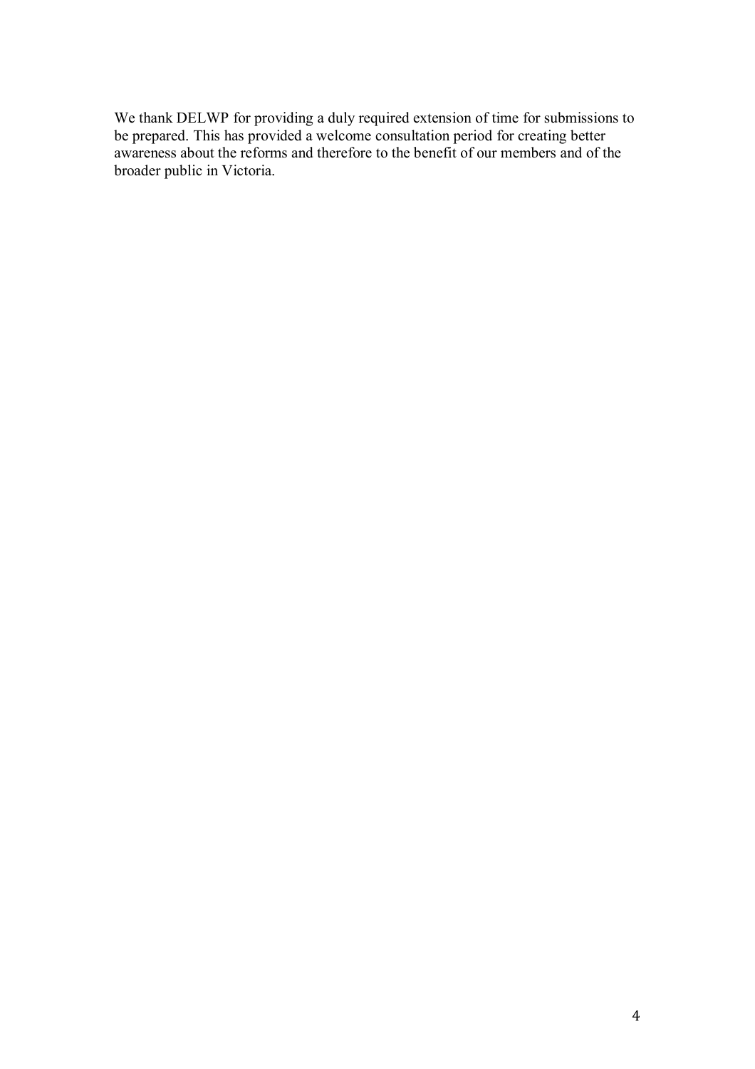We thank DELWP for providing a duly required extension of time for submissions to be prepared. This has provided a welcome consultation period for creating better awareness about the reforms and therefore to the benefit of our members and of the broader public in Victoria.